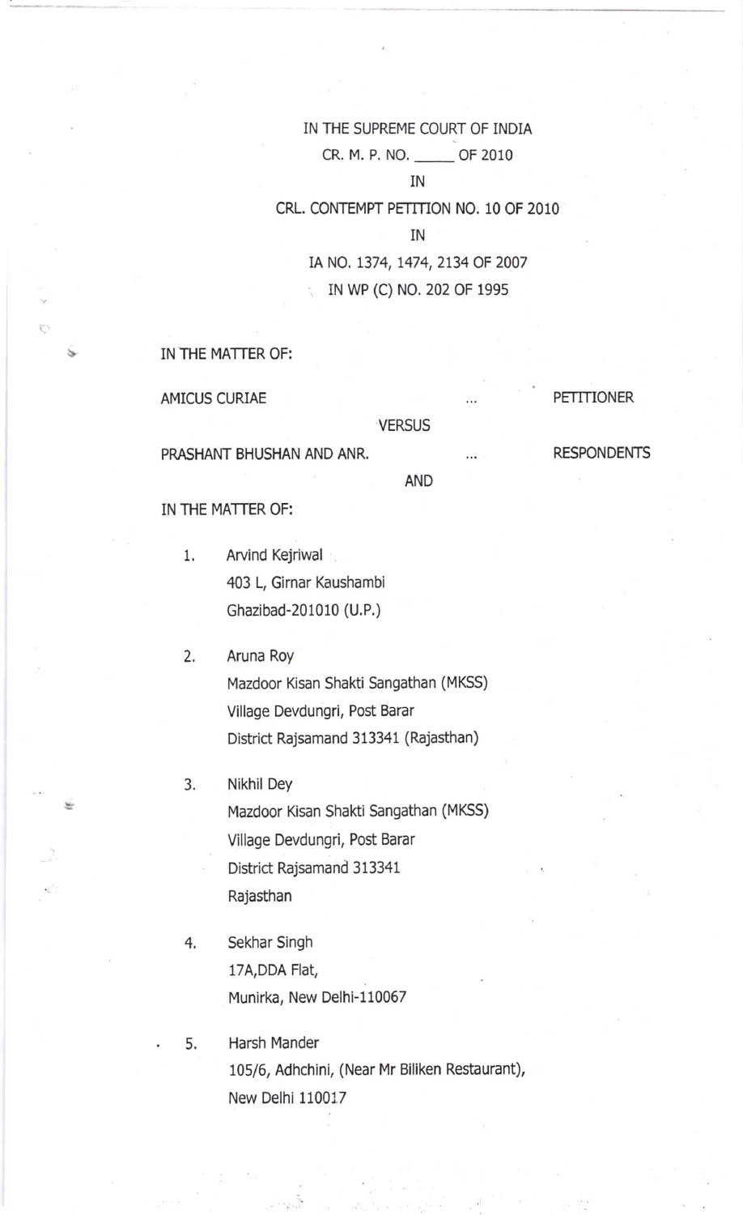IN THE SUPREME COURT OF INDIA

CR. M. P. NO. _____ OF 2010

IN

CRL. CONTEMPT PETITION NO. 10 OF 2010

IN

IA NO. 1374, 1474, 2134 OF 2007

IN WP (C) NO. 202 OF 1995

IN THE MATTER OF:

AMICUS CURIAE ... PETITIONER

VERSUS

PRASHANT BHUSHAN AND ANR. ... RESPONDENTS

AND

IN THE MATTER OF:

1. Arvind Kejriwal
   403 L, Girnar Kaushambi
   Ghazibad-201010 (U.P.)

2. Aruna Roy
   Mazdoor Kisan Shakti Sangathan (MKSS)
   Village Devdungri, Post Barar
   District Rajsamand 313341 (Rajasthan)

3. Nikhil Dey
   Mazdoor Kisan Shakti Sangathan (MKSS)
   Village Devdungri, Post Barar
   District Rajsamand 313341
   Rajasthan

4. Sekhar Singh
   17A,DDA Flat,
   Munirka, New Delhi-110067

5. Harsh Mander
   105/6, Adhchini, (Near Mr Biliken Restaurant),
   New Delhi 110017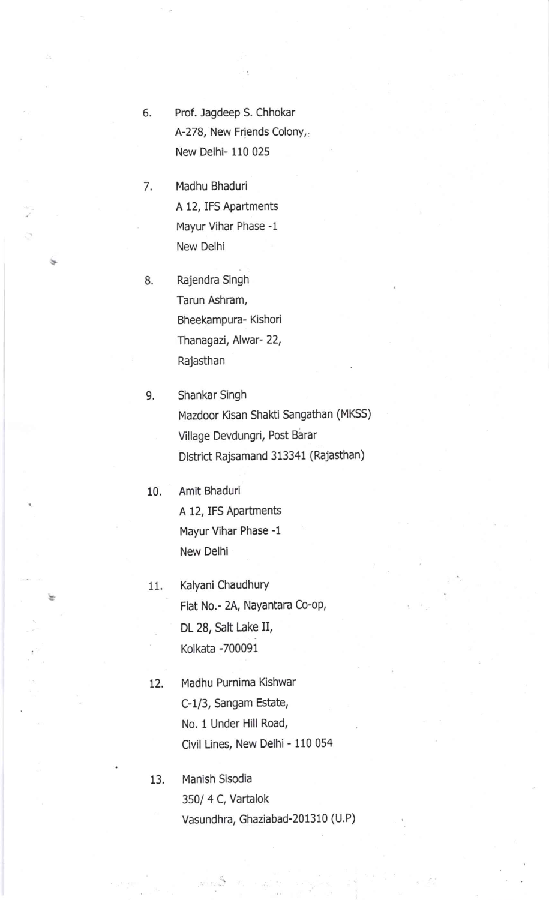6. Prof. Jagdeep S. Chhokar
   A-278, New Friends Colony,
   New Delhi- 110 025

7. Madhu Bhaduri
   A 12, IFS Apartments
   Mayur Vihar Phase -1
   New Delhi

8. Rajendra Singh
   Tarun Ashram,
   Bheekampura- Kishori
   Thanagazi, Alwar- 22,
   Rajasthan

9. Shankar Singh
   Mazdoor Kisan Shakti Sangathan (MKSS)
   Village Devdungri, Post Barar
   District Rajsamand 313341 (Rajasthan)

10. Amit Bhaduri
    A 12, IFS Apartments
    Mayur Vihar Phase -1
    New Delhi

11. Kalyani Chaudhury
    Flat No.- 2A, Nayantara Co-op,
    DL 28, Salt Lake II,
    Kolkata -700091

12. Madhu Purnima Kishwar
    C-1/3, Sangam Estate,
    No. 1 Under Hill Road,
    Civil Lines, New Delhi - 110 054

13. Manish Sisodia
    350/ 4 C, Vartalok
    Vasundhra, Ghaziabad-201310 (U.P)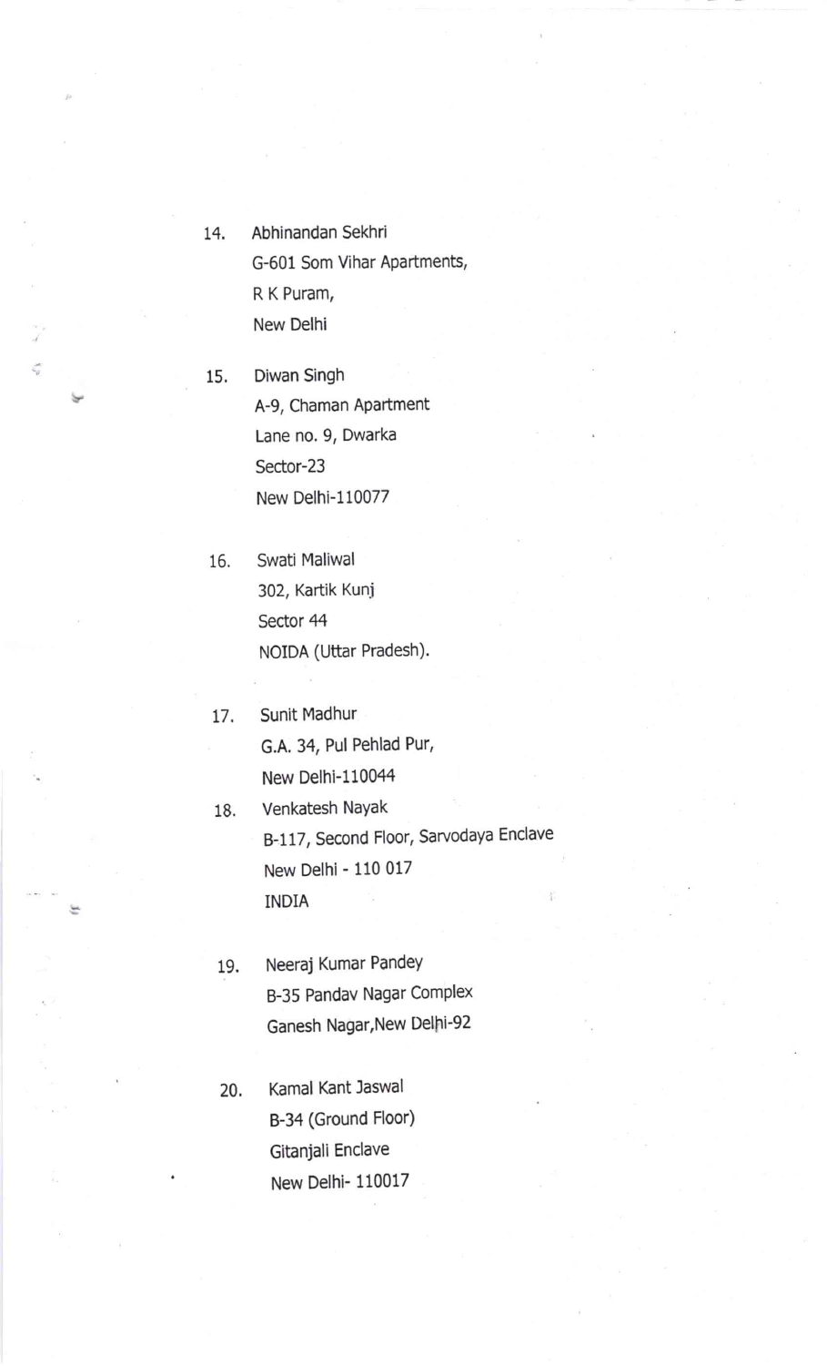14. Abhinandan Sekhri
    G-601 Som Vihar Apartments,
    R K Puram,
    New Delhi

15. Diwan Singh
    A-9, Chaman Apartment
    Lane no. 9, Dwarka
    Sector-23
    New Delhi-110077

16. Swati Maliwal
    302, Kartik Kunj
    Sector 44
    NOIDA (Uttar Pradesh).

17. Sunit Madhur
    G.A. 34, Pul Pehlad Pur,
    New Delhi-110044

18. Venkatesh Nayak
    B-117, Second Floor, Sarvodaya Enclave
    New Delhi - 110 017
    INDIA

19. Neeraj Kumar Pandey
    B-35 Pandav Nagar Complex
    Ganesh Nagar,New Delhi-92

20. Kamal Kant Jaswal
    B-34 (Ground Floor)
    Gitanjali Enclave
    New Delhi- 110017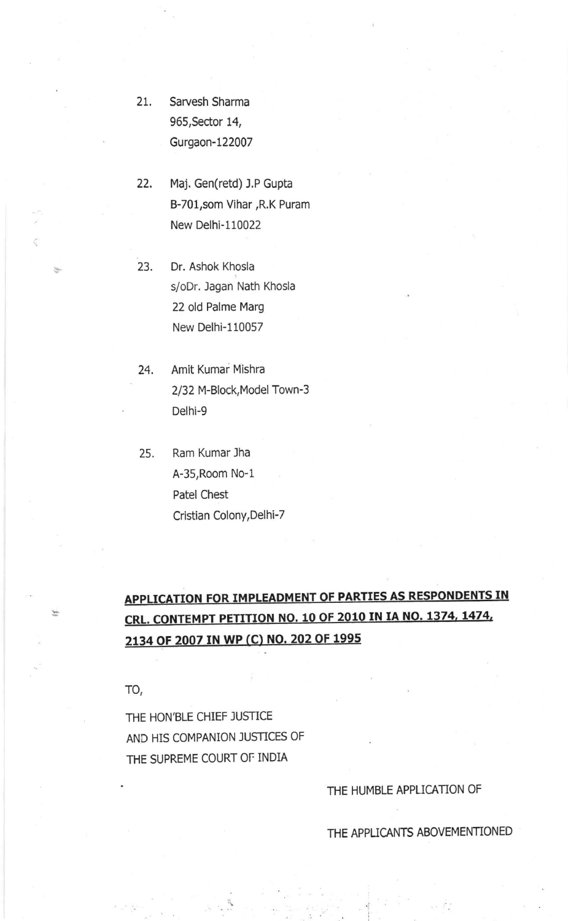21. Sarvesh Sharma
    965,Sector 14,
    Gurgaon-122007

22. Maj. Gen(retd) J.P Gupta
    B-701,som Vihar ,R.K Puram
    New Delhi-110022

23. Dr. Ashok Khosla
    s/oDr. Jagan Nath Khosla
    22 old Palme Marg
    New Delhi-110057

24. Amit Kumar Mishra
    2/32 M-Block,Model Town-3
    Delhi-9

25. Ram Kumar Jha
    A-35,Room No-1
    Patel Chest
    Cristian Colony,Delhi-7

**APPLICATION FOR IMPLEADMENT OF PARTIES AS RESPONDENTS IN CRL. CONTEMPT PETITION NO. 10 OF 2010 IN IA NO. 1374, 1474, 2134 OF 2007 IN WP (C) NO. 202 OF 1995**

TO,

THE HON'BLE CHIEF JUSTICE
AND HIS COMPANION JUSTICES OF
THE SUPREME COURT OF INDIA

THE HUMBLE APPLICATION OF

THE APPLICANTS ABOVEMENTIONED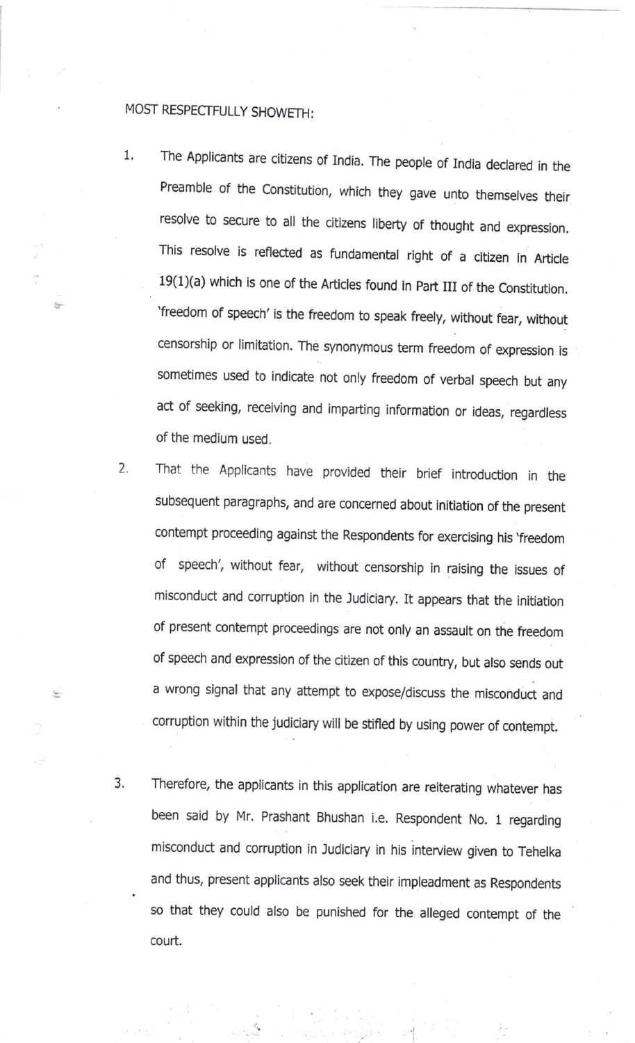MOST RESPECTFULLY SHOWETH:

1. The Applicants are citizens of India. The people of India declared in the Preamble of the Constitution, which they gave unto themselves their resolve to secure to all the citizens liberty of thought and expression. This resolve is reflected as fundamental right of a citizen in Article 19(1)(a) which is one of the Articles found in Part III of the Constitution. 'freedom of speech' is the freedom to speak freely, without fear, without censorship or limitation. The synonymous term freedom of expression is sometimes used to indicate not only freedom of verbal speech but any act of seeking, receiving and imparting information or ideas, regardless of the medium used.

2. That the Applicants have provided their brief introduction in the subsequent paragraphs, and are concerned about initiation of the present contempt proceeding against the Respondents for exercising his 'freedom of speech', without fear, without censorship in raising the issues of misconduct and corruption in the Judiciary. It appears that the initiation of present contempt proceedings are not only an assault on the freedom of speech and expression of the citizen of this country, but also sends out a wrong signal that any attempt to expose/discuss the misconduct and corruption within the judiciary will be stifled by using power of contempt.

3. Therefore, the applicants in this application are reiterating whatever has been said by Mr. Prashant Bhushan i.e. Respondent No. 1 regarding misconduct and corruption in Judiciary in his interview given to Tehelka and thus, present applicants also seek their impleadment as Respondents so that they could also be punished for the alleged contempt of the court.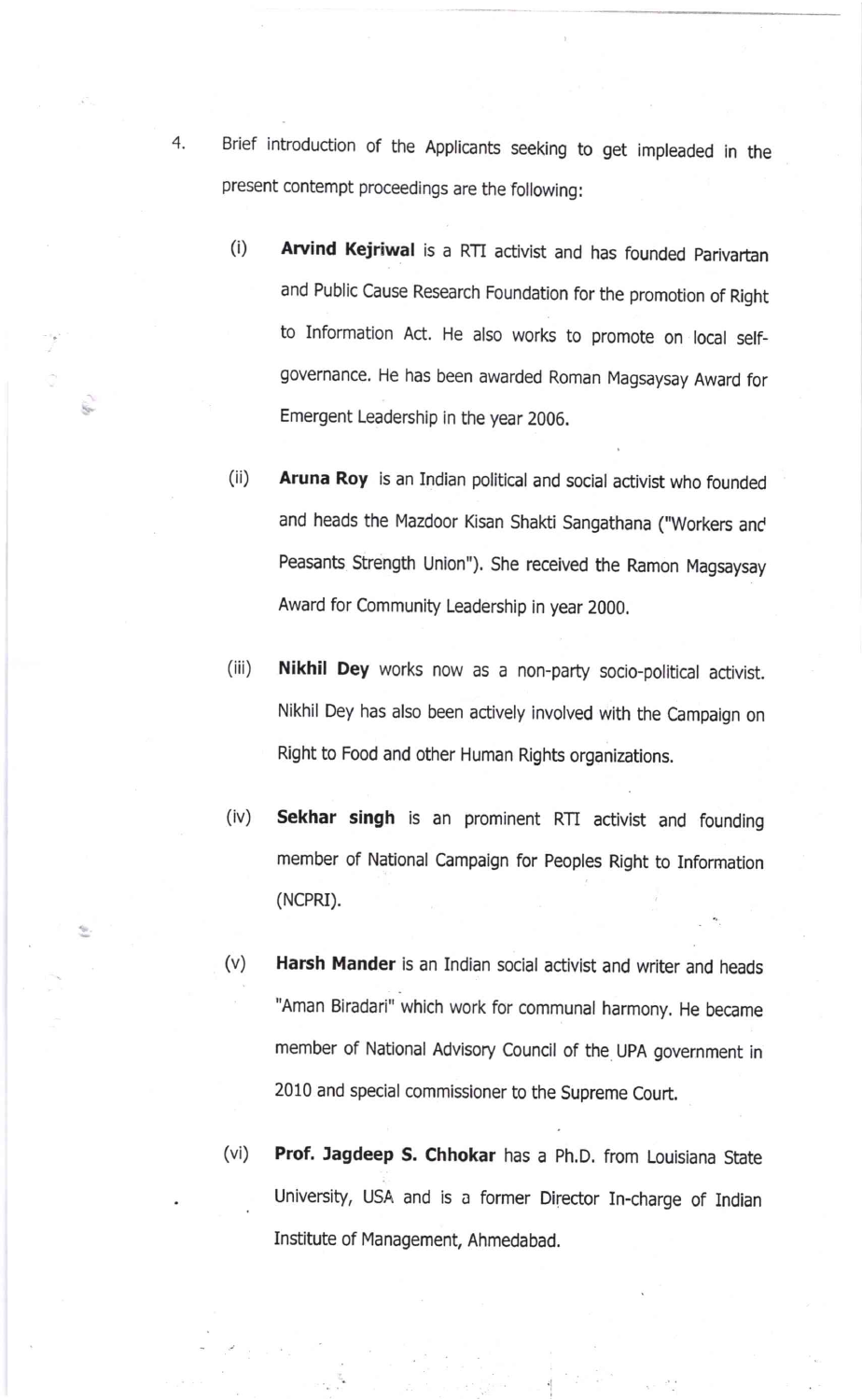4. Brief introduction of the Applicants seeking to get impleaded in the present contempt proceedings are the following:

   (i) **Arvind Kejriwal** is a RTI activist and has founded Parivartan and Public Cause Research Foundation for the promotion of Right to Information Act. He also works to promote on local self-governance. He has been awarded Roman Magsaysay Award for Emergent Leadership in the year 2006.

   (ii) **Aruna Roy** is an Indian political and social activist who founded and heads the Mazdoor Kisan Shakti Sangathana ("Workers and Peasants Strength Union"). She received the Ramon Magsaysay Award for Community Leadership in year 2000.

   (iii) **Nikhil Dey** works now as a non-party socio-political activist. Nikhil Dey has also been actively involved with the Campaign on Right to Food and other Human Rights organizations.

   (iv) **Sekhar singh** is an prominent RTI activist and founding member of National Campaign for Peoples Right to Information (NCPRI).

   (v) **Harsh Mander** is an Indian social activist and writer and heads "Aman Biradari" which work for communal harmony. He became member of National Advisory Council of the UPA government in 2010 and special commissioner to the Supreme Court.

   (vi) **Prof. Jagdeep S. Chhokar** has a Ph.D. from Louisiana State University, USA and is a former Director In-charge of Indian Institute of Management, Ahmedabad.